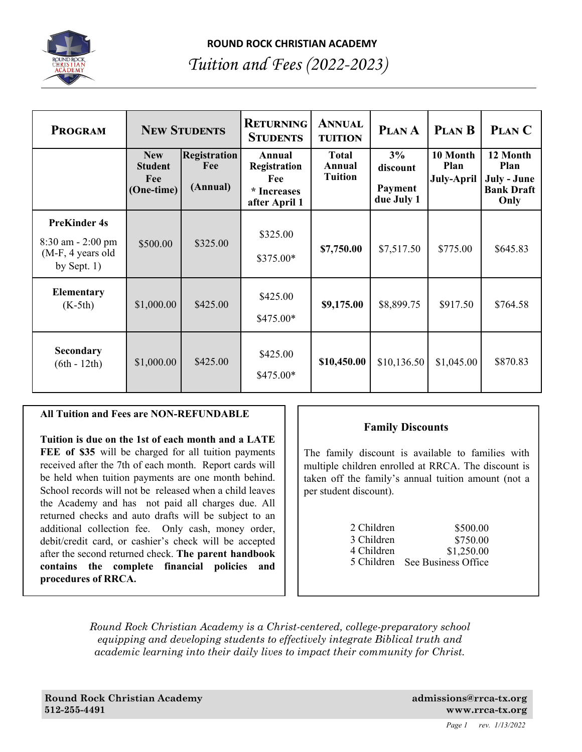# ROUND ROCK CHRISTIAN ACADEMY

## *Tuition and Fees (2022-2023)*

| Program | New Students | | Returning Students | Annual Tuition | Plan A | Plan B | Plan C |
|---|---|---|---|---|---|---|---|
| | New Student Fee (One-time) | Registration Fee (Annual) | Annual Registration Fee * Increases after April 1 | Total Annual Tuition | 3% discount Payment due July 1 | 10 Month Plan July-April | 12 Month Plan July - June Bank Draft Only |
| **PreKinder 4s** 8:30 am - 2:00 pm (M-F, 4 years old by Sept. 1) | $500.00 | $325.00 | $325.00 $375.00* | **$7,750.00** | $7,517.50 | $775.00 | $645.83 |
| **Elementary** (K-5th) | $1,000.00 | $425.00 | $425.00 $475.00* | **$9,175.00** | $8,899.75 | $917.50 | $764.58 |
| **Secondary** (6th - 12th) | $1,000.00 | $425.00 | $425.00 $475.00* | **$10,450.00** | $10,136.50 | $1,045.00 | $870.83 |

**All Tuition and Fees are NON-REFUNDABLE**

**Tuition is due on the 1st of each month and a LATE FEE of $35** will be charged for all tuition payments received after the 7th of each month. Report cards will be held when tuition payments are one month behind. School records will not be released when a child leaves the Academy and has not paid all charges due. All returned checks and auto drafts will be subject to an additional collection fee. Only cash, money order, debit/credit card, or cashier's check will be accepted after the second returned check. **The parent handbook contains the complete financial policies and procedures of RRCA.**

### Family Discounts

The family discount is available to families with multiple children enrolled at RRCA. The discount is taken off the family's annual tuition amount (not a per student discount).

| | |
|---|---|
| 2 Children | $500.00 |
| 3 Children | $750.00 |
| 4 Children | $1,250.00 |
| 5 Children | See Business Office |

*Round Rock Christian Academy is a Christ-centered, college-preparatory school equipping and developing students to effectively integrate Biblical truth and academic learning into their daily lives to impact their community for Christ.*

**Round Rock Christian Academy**
**512-255-4491**

**admissions@rrca-tx.org**
**www.rrca-tx.org**

*rev. 1/13/2022*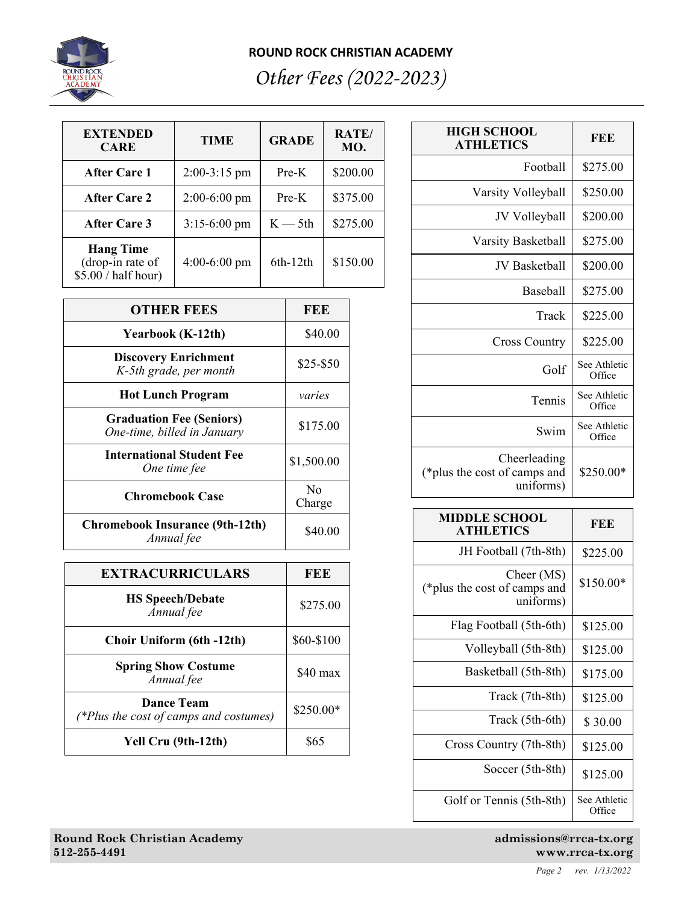**ROUND ROCK CHRISTIAN ACADEMY**

# *Other Fees (2022-2023)*

| EXTENDED CARE | TIME | GRADE | RATE/ MO. |
|---|---|---|---|
| **After Care 1** | 2:00-3:15 pm | Pre-K | $200.00 |
| **After Care 2** | 2:00-6:00 pm | Pre-K | $375.00 |
| **After Care 3** | 3:15-6:00 pm | K — 5th | $275.00 |
| **Hang Time** (drop-in rate of $5.00 / half hour) | 4:00-6:00 pm | 6th-12th | $150.00 |

| OTHER FEES | FEE |
|---|---|
| **Yearbook (K-12th)** | $40.00 |
| **Discovery Enrichment** *K-5th grade, per month* | $25-$50 |
| **Hot Lunch Program** | *varies* |
| **Graduation Fee (Seniors)** *One-time, billed in January* | $175.00 |
| **International Student Fee** *One time fee* | $1,500.00 |
| **Chromebook Case** | No Charge |
| **Chromebook Insurance (9th-12th)** *Annual fee* | $40.00 |

| EXTRACURRICULARS | FEE |
|---|---|
| **HS Speech/Debate** *Annual fee* | $275.00 |
| **Choir Uniform (6th -12th)** | $60-$100 |
| **Spring Show Costume** *Annual fee* | $40 max |
| **Dance Team** *(*Plus the cost of camps and costumes)* | $250.00* |
| **Yell Cru (9th-12th)** | $65 |

| HIGH SCHOOL ATHLETICS | FEE |
|---|---|
| Football | $275.00 |
| Varsity Volleyball | $250.00 |
| JV Volleyball | $200.00 |
| Varsity Basketball | $275.00 |
| JV Basketball | $200.00 |
| Baseball | $275.00 |
| Track | $225.00 |
| Cross Country | $225.00 |
| Golf | See Athletic Office |
| Tennis | See Athletic Office |
| Swim | See Athletic Office |
| Cheerleading (*plus the cost of camps and uniforms) | $250.00* |

| MIDDLE SCHOOL ATHLETICS | FEE |
|---|---|
| JH Football (7th-8th) | $225.00 |
| Cheer (MS) (*plus the cost of camps and uniforms) | $150.00* |
| Flag Football (5th-6th) | $125.00 |
| Volleyball (5th-8th) | $125.00 |
| Basketball (5th-8th) | $175.00 |
| Track (7th-8th) | $125.00 |
| Track (5th-6th) | $ 30.00 |
| Cross Country (7th-8th) | $125.00 |
| Soccer (5th-8th) | $125.00 |
| Golf or Tennis (5th-8th) | See Athletic Office |

**Round Rock Christian Academy**
**512-255-4491**

**admissions@rrca-tx.org**
**www.rrca-tx.org**

*rev. 1/13/2022*